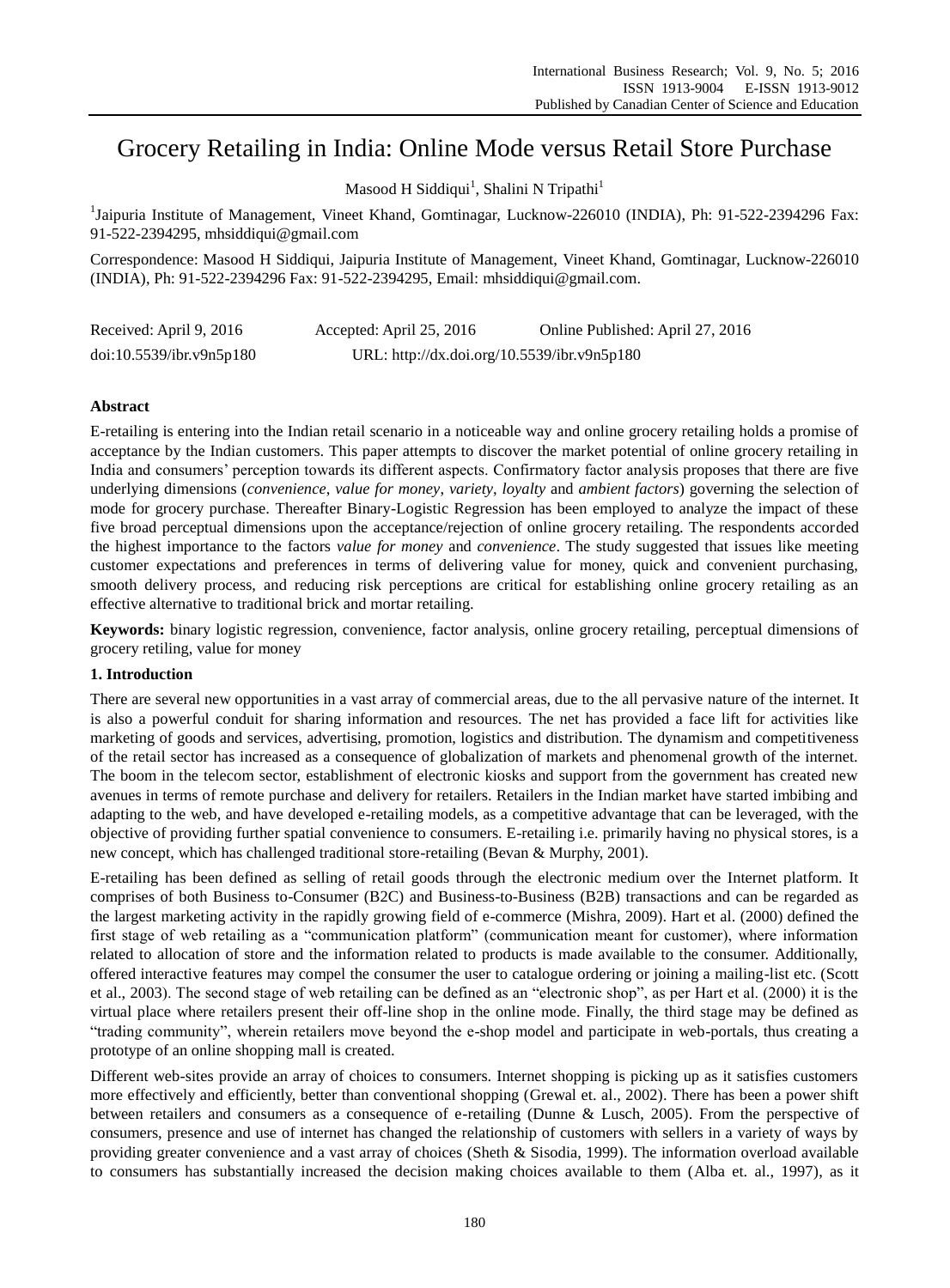# Grocery Retailing in India: Online Mode versus Retail Store Purchase

Masood H Siddiqui[1], Shalini N Tripathi[1]

[1]Jaipuria Institute of Management, Vineet Khand, Gomtinagar, Lucknow-226010 (INDIA), Ph: 91-522-2394296 Fax: 91-522-2394295, mhsiddiqui@gmail.com

Correspondence: Masood H Siddiqui, Jaipuria Institute of Management, Vineet Khand, Gomtinagar, Lucknow-226010 (INDIA), Ph: 91-522-2394296 Fax: 91-522-2394295, Email: mhsiddiqui@gmail.com.

Received: April 9, 2016 Accepted: April 25, 2016 Online Published: April 27, 2016

doi:10.5539/ibr.v9n5p180 URL: http://dx.doi.org/10.5539/ibr.v9n5p180

## Abstract

E-retailing is entering into the Indian retail scenario in a noticeable way and online grocery retailing holds a promise of acceptance by the Indian customers. This paper attempts to discover the market potential of online grocery retailing in India and consumers' perception towards its different aspects. Confirmatory factor analysis proposes that there are five underlying dimensions (*convenience*, *value for money*, *variety*, *loyalty* and *ambient factors*) governing the selection of mode for grocery purchase. Thereafter Binary-Logistic Regression has been employed to analyze the impact of these five broad perceptual dimensions upon the acceptance/rejection of online grocery retailing. The respondents accorded the highest importance to the factors *value for money* and *convenience*. The study suggested that issues like meeting customer expectations and preferences in terms of delivering value for money, quick and convenient purchasing, smooth delivery process, and reducing risk perceptions are critical for establishing online grocery retailing as an effective alternative to traditional brick and mortar retailing.

**Keywords:** binary logistic regression, convenience, factor analysis, online grocery retailing, perceptual dimensions of grocery retiling, value for money

## 1. Introduction

There are several new opportunities in a vast array of commercial areas, due to the all pervasive nature of the internet. It is also a powerful conduit for sharing information and resources. The net has provided a face lift for activities like marketing of goods and services, advertising, promotion, logistics and distribution. The dynamism and competitiveness of the retail sector has increased as a consequence of globalization of markets and phenomenal growth of the internet. The boom in the telecom sector, establishment of electronic kiosks and support from the government has created new avenues in terms of remote purchase and delivery for retailers. Retailers in the Indian market have started imbibing and adapting to the web, and have developed e-retailing models, as a competitive advantage that can be leveraged, with the objective of providing further spatial convenience to consumers. E-retailing i.e. primarily having no physical stores, is a new concept, which has challenged traditional store-retailing (Bevan & Murphy, 2001).

E-retailing has been defined as selling of retail goods through the electronic medium over the Internet platform. It comprises of both Business to-Consumer (B2C) and Business-to-Business (B2B) transactions and can be regarded as the largest marketing activity in the rapidly growing field of e-commerce (Mishra, 2009). Hart et al. (2000) defined the first stage of web retailing as a "communication platform" (communication meant for customer), where information related to allocation of store and the information related to products is made available to the consumer. Additionally, offered interactive features may compel the consumer the user to catalogue ordering or joining a mailing-list etc. (Scott et al., 2003). The second stage of web retailing can be defined as an "electronic shop", as per Hart et al. (2000) it is the virtual place where retailers present their off-line shop in the online mode. Finally, the third stage may be defined as "trading community", wherein retailers move beyond the e-shop model and participate in web-portals, thus creating a prototype of an online shopping mall is created.

Different web-sites provide an array of choices to consumers. Internet shopping is picking up as it satisfies customers more effectively and efficiently, better than conventional shopping (Grewal et. al., 2002). There has been a power shift between retailers and consumers as a consequence of e-retailing (Dunne & Lusch, 2005). From the perspective of consumers, presence and use of internet has changed the relationship of customers with sellers in a variety of ways by providing greater convenience and a vast array of choices (Sheth & Sisodia, 1999). The information overload available to consumers has substantially increased the decision making choices available to them (Alba et. al., 1997), as it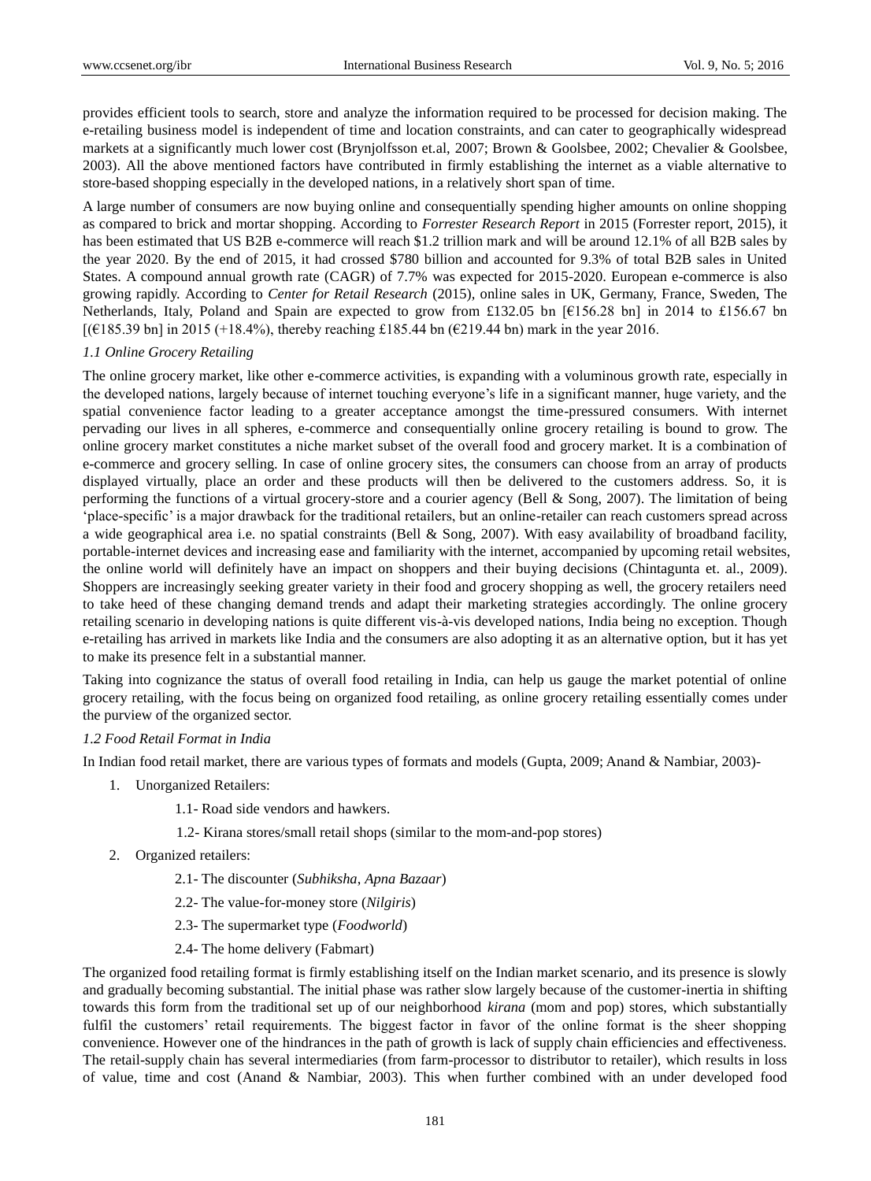provides efficient tools to search, store and analyze the information required to be processed for decision making. The e-retailing business model is independent of time and location constraints, and can cater to geographically widespread markets at a significantly much lower cost (Brynjolfsson et.al, 2007; Brown & Goolsbee, 2002; Chevalier & Goolsbee, 2003). All the above mentioned factors have contributed in firmly establishing the internet as a viable alternative to store-based shopping especially in the developed nations, in a relatively short span of time.

A large number of consumers are now buying online and consequentially spending higher amounts on online shopping as compared to brick and mortar shopping. According to *Forrester Research Report* in 2015 (Forrester report, 2015), it has been estimated that US B2B e-commerce will reach $1.2 trillion mark and will be around 12.1% of all B2B sales by the year 2020. By the end of 2015, it had crossed $780 billion and accounted for 9.3% of total B2B sales in United States. A compound annual growth rate (CAGR) of 7.7% was expected for 2015-2020. European e-commerce is also growing rapidly. According to *Center for Retail Research* (2015), online sales in UK, Germany, France, Sweden, The Netherlands, Italy, Poland and Spain are expected to grow from £132.05 bn [€156.28 bn] in 2014 to £156.67 bn [(€185.39 bn] in 2015 (+18.4%), thereby reaching £185.44 bn (€219.44 bn) mark in the year 2016.

### *1.1 Online Grocery Retailing*

The online grocery market, like other e-commerce activities, is expanding with a voluminous growth rate, especially in the developed nations, largely because of internet touching everyone's life in a significant manner, huge variety, and the spatial convenience factor leading to a greater acceptance amongst the time-pressured consumers. With internet pervading our lives in all spheres, e-commerce and consequentially online grocery retailing is bound to grow. The online grocery market constitutes a niche market subset of the overall food and grocery market. It is a combination of e-commerce and grocery selling. In case of online grocery sites, the consumers can choose from an array of products displayed virtually, place an order and these products will then be delivered to the customers address. So, it is performing the functions of a virtual grocery-store and a courier agency (Bell & Song, 2007). The limitation of being 'place-specific' is a major drawback for the traditional retailers, but an online-retailer can reach customers spread across a wide geographical area i.e. no spatial constraints (Bell & Song, 2007). With easy availability of broadband facility, portable-internet devices and increasing ease and familiarity with the internet, accompanied by upcoming retail websites, the online world will definitely have an impact on shoppers and their buying decisions (Chintagunta et. al., 2009). Shoppers are increasingly seeking greater variety in their food and grocery shopping as well, the grocery retailers need to take heed of these changing demand trends and adapt their marketing strategies accordingly. The online grocery retailing scenario in developing nations is quite different vis-à-vis developed nations, India being no exception. Though e-retailing has arrived in markets like India and the consumers are also adopting it as an alternative option, but it has yet to make its presence felt in a substantial manner.

Taking into cognizance the status of overall food retailing in India, can help us gauge the market potential of online grocery retailing, with the focus being on organized food retailing, as online grocery retailing essentially comes under the purview of the organized sector.

### *1.2 Food Retail Format in India*

In Indian food retail market, there are various types of formats and models (Gupta, 2009; Anand & Nambiar, 2003)-

1. Unorganized Retailers:
   - 1.1- Road side vendors and hawkers.
   - 1.2- Kirana stores/small retail shops (similar to the mom-and-pop stores)
2. Organized retailers:
   - 2.1- The discounter (*Subhiksha*, *Apna Bazaar*)
   - 2.2- The value-for-money store (*Nilgiris*)
   - 2.3- The supermarket type (*Foodworld*)
   - 2.4- The home delivery (Fabmart)

The organized food retailing format is firmly establishing itself on the Indian market scenario, and its presence is slowly and gradually becoming substantial. The initial phase was rather slow largely because of the customer-inertia in shifting towards this form from the traditional set up of our neighborhood *kirana* (mom and pop) stores, which substantially fulfil the customers' retail requirements. The biggest factor in favor of the online format is the sheer shopping convenience. However one of the hindrances in the path of growth is lack of supply chain efficiencies and effectiveness. The retail-supply chain has several intermediaries (from farm-processor to distributor to retailer), which results in loss of value, time and cost (Anand & Nambiar, 2003). This when further combined with an under developed food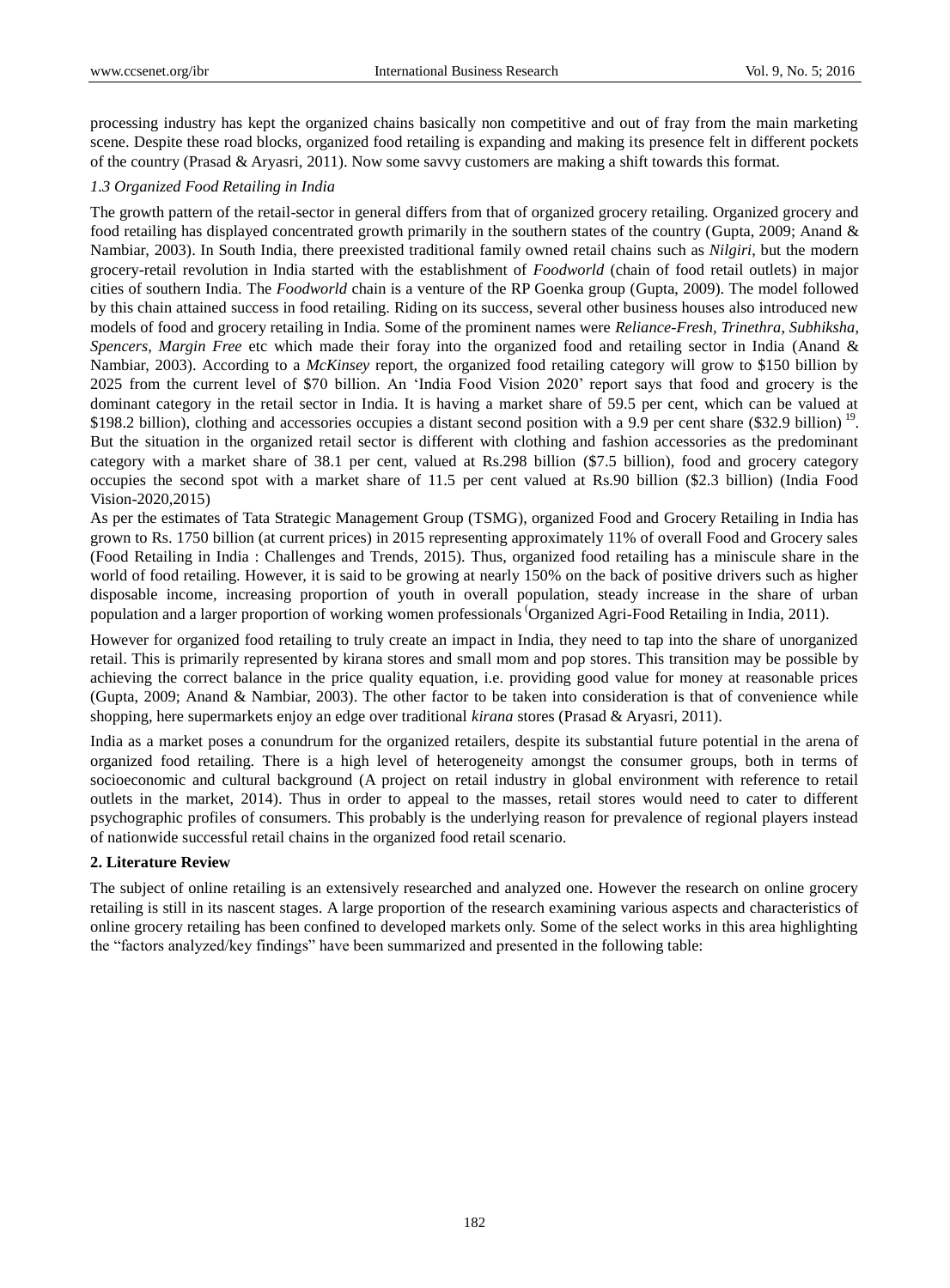processing industry has kept the organized chains basically non competitive and out of fray from the main marketing scene. Despite these road blocks, organized food retailing is expanding and making its presence felt in different pockets of the country (Prasad & Aryasri, 2011). Now some savvy customers are making a shift towards this format.

### *1.3 Organized Food Retailing in India*

The growth pattern of the retail-sector in general differs from that of organized grocery retailing. Organized grocery and food retailing has displayed concentrated growth primarily in the southern states of the country (Gupta, 2009; Anand & Nambiar, 2003). In South India, there preexisted traditional family owned retail chains such as *Nilgiri*, but the modern grocery-retail revolution in India started with the establishment of *Foodworld* (chain of food retail outlets) in major cities of southern India. The *Foodworld* chain is a venture of the RP Goenka group (Gupta, 2009). The model followed by this chain attained success in food retailing. Riding on its success, several other business houses also introduced new models of food and grocery retailing in India. Some of the prominent names were *Reliance-Fresh, Trinethra, Subhiksha, Spencers, Margin Free* etc which made their foray into the organized food and retailing sector in India (Anand & Nambiar, 2003). According to a *McKinsey* report, the organized food retailing category will grow to \$150 billion by 2025 from the current level of \$70 billion. An 'India Food Vision 2020' report says that food and grocery is the dominant category in the retail sector in India. It is having a market share of 59.5 per cent, which can be valued at \$198.2 billion), clothing and accessories occupies a distant second position with a 9.9 per cent share (\$32.9 billion) [19]. But the situation in the organized retail sector is different with clothing and fashion accessories as the predominant category with a market share of 38.1 per cent, valued at Rs.298 billion (\$7.5 billion), food and grocery category occupies the second spot with a market share of 11.5 per cent valued at Rs.90 billion (\$2.3 billion) (India Food Vision-2020,2015)

As per the estimates of Tata Strategic Management Group (TSMG), organized Food and Grocery Retailing in India has grown to Rs. 1750 billion (at current prices) in 2015 representing approximately 11% of overall Food and Grocery sales (Food Retailing in India : Challenges and Trends, 2015). Thus, organized food retailing has a miniscule share in the world of food retailing. However, it is said to be growing at nearly 150% on the back of positive drivers such as higher disposable income, increasing proportion of youth in overall population, steady increase in the share of urban population and a larger proportion of working women professionals (Organized Agri-Food Retailing in India, 2011).

However for organized food retailing to truly create an impact in India, they need to tap into the share of unorganized retail. This is primarily represented by kirana stores and small mom and pop stores. This transition may be possible by achieving the correct balance in the price quality equation, i.e. providing good value for money at reasonable prices (Gupta, 2009; Anand & Nambiar, 2003). The other factor to be taken into consideration is that of convenience while shopping, here supermarkets enjoy an edge over traditional *kirana* stores (Prasad & Aryasri, 2011).

India as a market poses a conundrum for the organized retailers, despite its substantial future potential in the arena of organized food retailing. There is a high level of heterogeneity amongst the consumer groups, both in terms of socioeconomic and cultural background (A project on retail industry in global environment with reference to retail outlets in the market, 2014). Thus in order to appeal to the masses, retail stores would need to cater to different psychographic profiles of consumers. This probably is the underlying reason for prevalence of regional players instead of nationwide successful retail chains in the organized food retail scenario.

## 2. Literature Review

The subject of online retailing is an extensively researched and analyzed one. However the research on online grocery retailing is still in its nascent stages. A large proportion of the research examining various aspects and characteristics of online grocery retailing has been confined to developed markets only. Some of the select works in this area highlighting the "factors analyzed/key findings" have been summarized and presented in the following table: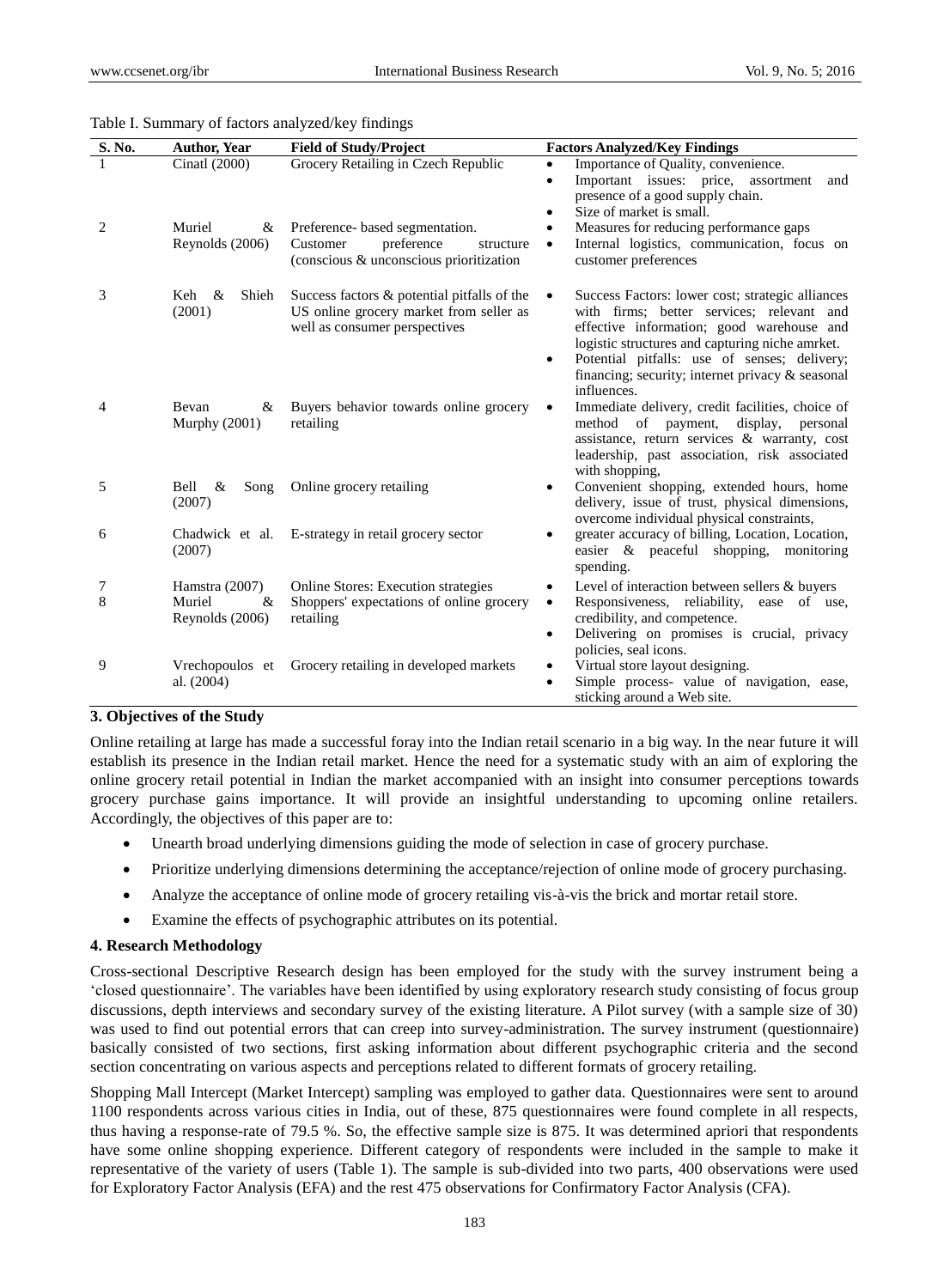Table I. Summary of factors analyzed/key findings

| S. No. | Author, Year | Field of Study/Project | Factors Analyzed/Key Findings |
|---|---|---|---|
| 1 | Cinatl (2000) | Grocery Retailing in Czech Republic | • Importance of Quality, convenience.<br>• Important issues: price, assortment and presence of a good supply chain.<br>• Size of market is small. |
| 2 | Muriel & Reynolds (2006) | Preference- based segmentation. Customer preference structure (conscious & unconscious prioritization | • Measures for reducing performance gaps<br>• Internal logistics, communication, focus on customer preferences |
| 3 | Keh & Shieh (2001) | Success factors & potential pitfalls of the US online grocery market from seller as well as consumer perspectives | • Success Factors: lower cost; strategic alliances with firms; better services; relevant and effective information; good warehouse and logistic structures and capturing niche amrket.<br>• Potential pitfalls: use of senses; delivery; financing; security; internet privacy & seasonal influences. |
| 4 | Bevan & Murphy (2001) | Buyers behavior towards online grocery retailing | • Immediate delivery, credit facilities, choice of method of payment, display, personal assistance, return services & warranty, cost leadership, past association, risk associated with shopping, |
| 5 | Bell & Song (2007) | Online grocery retailing | • Convenient shopping, extended hours, home delivery, issue of trust, physical dimensions, overcome individual physical constraints, |
| 6 | Chadwick et al. (2007) | E-strategy in retail grocery sector | • greater accuracy of billing, Location, Location, easier & peaceful shopping, monitoring spending. |
| 7 | Hamstra (2007) | Online Stores: Execution strategies | • Level of interaction between sellers & buyers |
| 8 | Muriel & Reynolds (2006) | Shoppers' expectations of online grocery retailing | • Responsiveness, reliability, ease of use, credibility, and competence.<br>• Delivering on promises is crucial, privacy policies, seal icons. |
| 9 | Vrechopoulos et al. (2004) | Grocery retailing in developed markets | • Virtual store layout designing.<br>• Simple process- value of navigation, ease, sticking around a Web site. |

### 3. Objectives of the Study

Online retailing at large has made a successful foray into the Indian retail scenario in a big way. In the near future it will establish its presence in the Indian retail market. Hence the need for a systematic study with an aim of exploring the online grocery retail potential in Indian the market accompanied with an insight into consumer perceptions towards grocery purchase gains importance. It will provide an insightful understanding to upcoming online retailers. Accordingly, the objectives of this paper are to:

- Unearth broad underlying dimensions guiding the mode of selection in case of grocery purchase.
- Prioritize underlying dimensions determining the acceptance/rejection of online mode of grocery purchasing.
- Analyze the acceptance of online mode of grocery retailing vis-à-vis the brick and mortar retail store.
- Examine the effects of psychographic attributes on its potential.

### 4. Research Methodology

Cross-sectional Descriptive Research design has been employed for the study with the survey instrument being a 'closed questionnaire'. The variables have been identified by using exploratory research study consisting of focus group discussions, depth interviews and secondary survey of the existing literature. A Pilot survey (with a sample size of 30) was used to find out potential errors that can creep into survey-administration. The survey instrument (questionnaire) basically consisted of two sections, first asking information about different psychographic criteria and the second section concentrating on various aspects and perceptions related to different formats of grocery retailing.

Shopping Mall Intercept (Market Intercept) sampling was employed to gather data. Questionnaires were sent to around 1100 respondents across various cities in India, out of these, 875 questionnaires were found complete in all respects, thus having a response-rate of 79.5 %. So, the effective sample size is 875. It was determined apriori that respondents have some online shopping experience. Different category of respondents were included in the sample to make it representative of the variety of users (Table 1). The sample is sub-divided into two parts, 400 observations were used for Exploratory Factor Analysis (EFA) and the rest 475 observations for Confirmatory Factor Analysis (CFA).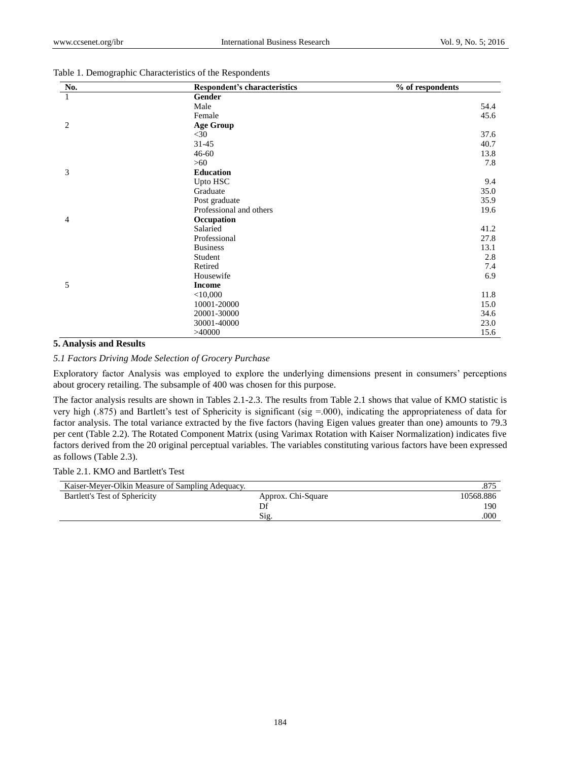Table 1. Demographic Characteristics of the Respondents

| No. | Respondent's characteristics | % of respondents |
|---|---|---|
| 1 | **Gender** | |
| | Male | 54.4 |
| | Female | 45.6 |
| 2 | **Age Group** | |
| | <30 | 37.6 |
| | 31-45 | 40.7 |
| | 46-60 | 13.8 |
| | >60 | 7.8 |
| 3 | **Education** | |
| | Upto HSC | 9.4 |
| | Graduate | 35.0 |
| | Post graduate | 35.9 |
| | Professional and others | 19.6 |
| 4 | **Occupation** | |
| | Salaried | 41.2 |
| | Professional | 27.8 |
| | Business | 13.1 |
| | Student | 2.8 |
| | Retired | 7.4 |
| | Housewife | 6.9 |
| 5 | **Income** | |
| | <10,000 | 11.8 |
| | 10001-20000 | 15.0 |
| | 20001-30000 | 34.6 |
| | 30001-40000 | 23.0 |
| | >40000 | 15.6 |

## 5. Analysis and Results

### *5.1 Factors Driving Mode Selection of Grocery Purchase*

Exploratory factor Analysis was employed to explore the underlying dimensions present in consumers' perceptions about grocery retailing. The subsample of 400 was chosen for this purpose.

The factor analysis results are shown in Tables 2.1-2.3. The results from Table 2.1 shows that value of KMO statistic is very high (.875) and Bartlett's test of Sphericity is significant (sig =.000), indicating the appropriateness of data for factor analysis. The total variance extracted by the five factors (having Eigen values greater than one) amounts to 79.3 per cent (Table 2.2). The Rotated Component Matrix (using Varimax Rotation with Kaiser Normalization) indicates five factors derived from the 20 original perceptual variables. The variables constituting various factors have been expressed as follows (Table 2.3).

Table 2.1. KMO and Bartlett's Test

| Kaiser-Meyer-Olkin Measure of Sampling Adequacy. | | .875 |
|---|---|---|
| Bartlett's Test of Sphericity | Approx. Chi-Square | 10568.886 |
| | Df | 190 |
| | Sig. | .000 |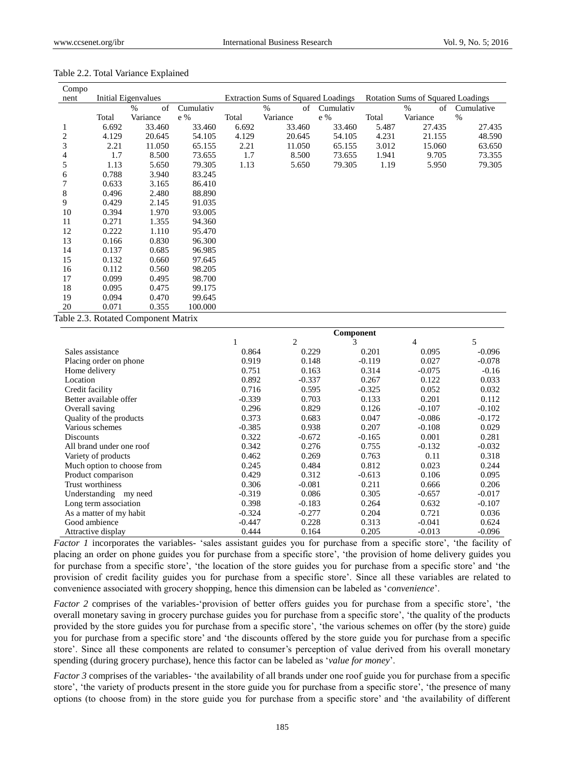Table 2.2. Total Variance Explained

| Component | Initial Eigenvalues | | | Extraction Sums of Squared Loadings | | | Rotation Sums of Squared Loadings | | |
|---|---|---|---|---|---|---|---|---|---|
| | Total | % of Variance | Cumulative % | Total | % of Variance | Cumulative % | Total | % of Variance | Cumulative % |
| 1 | 6.692 | 33.460 | 33.460 | 6.692 | 33.460 | 33.460 | 5.487 | 27.435 | 27.435 |
| 2 | 4.129 | 20.645 | 54.105 | 4.129 | 20.645 | 54.105 | 4.231 | 21.155 | 48.590 |
| 3 | 2.21 | 11.050 | 65.155 | 2.21 | 11.050 | 65.155 | 3.012 | 15.060 | 63.650 |
| 4 | 1.7 | 8.500 | 73.655 | 1.7 | 8.500 | 73.655 | 1.941 | 9.705 | 73.355 |
| 5 | 1.13 | 5.650 | 79.305 | 1.13 | 5.650 | 79.305 | 1.19 | 5.950 | 79.305 |
| 6 | 0.788 | 3.940 | 83.245 | | | | | | |
| 7 | 0.633 | 3.165 | 86.410 | | | | | | |
| 8 | 0.496 | 2.480 | 88.890 | | | | | | |
| 9 | 0.429 | 2.145 | 91.035 | | | | | | |
| 10 | 0.394 | 1.970 | 93.005 | | | | | | |
| 11 | 0.271 | 1.355 | 94.360 | | | | | | |
| 12 | 0.222 | 1.110 | 95.470 | | | | | | |
| 13 | 0.166 | 0.830 | 96.300 | | | | | | |
| 14 | 0.137 | 0.685 | 96.985 | | | | | | |
| 15 | 0.132 | 0.660 | 97.645 | | | | | | |
| 16 | 0.112 | 0.560 | 98.205 | | | | | | |
| 17 | 0.099 | 0.495 | 98.700 | | | | | | |
| 18 | 0.095 | 0.475 | 99.175 | | | | | | |
| 19 | 0.094 | 0.470 | 99.645 | | | | | | |
| 20 | 0.071 | 0.355 | 100.000 | | | | | | |

Table 2.3. Rotated Component Matrix

| | Component | | | | |
|---|---|---|---|---|---|
| | 1 | 2 | 3 | 4 | 5 |
| Sales assistance | 0.864 | 0.229 | 0.201 | 0.095 | -0.096 |
| Placing order on phone | 0.919 | 0.148 | -0.119 | 0.027 | -0.078 |
| Home delivery | 0.751 | 0.163 | 0.314 | -0.075 | -0.16 |
| Location | 0.892 | -0.337 | 0.267 | 0.122 | 0.033 |
| Credit facility | 0.716 | 0.595 | -0.325 | 0.052 | 0.032 |
| Better available offer | -0.339 | 0.703 | 0.133 | 0.201 | 0.112 |
| Overall saving | 0.296 | 0.829 | 0.126 | -0.107 | -0.102 |
| Quality of the products | 0.373 | 0.683 | 0.047 | -0.086 | -0.172 |
| Various schemes | -0.385 | 0.938 | 0.207 | -0.108 | 0.029 |
| Discounts | 0.322 | -0.672 | -0.165 | 0.001 | 0.281 |
| All brand under one roof | 0.342 | 0.276 | 0.755 | -0.132 | -0.032 |
| Variety of products | 0.462 | 0.269 | 0.763 | 0.11 | 0.318 |
| Much option to choose from | 0.245 | 0.484 | 0.812 | 0.023 | 0.244 |
| Product comparison | 0.429 | 0.312 | -0.613 | 0.106 | 0.095 |
| Trust worthiness | 0.306 | -0.081 | 0.211 | 0.666 | 0.206 |
| Understanding my need | -0.319 | 0.086 | 0.305 | -0.657 | -0.017 |
| Long term association | 0.398 | -0.183 | 0.264 | 0.632 | -0.107 |
| As a matter of my habit | -0.324 | -0.277 | 0.204 | 0.721 | 0.036 |
| Good ambience | -0.447 | 0.228 | 0.313 | -0.041 | 0.624 |
| Attractive display | 0.444 | 0.164 | 0.205 | -0.013 | -0.096 |

*Factor 1* incorporates the variables- 'sales assistant guides you for purchase from a specific store', 'the facility of placing an order on phone guides you for purchase from a specific store', 'the provision of home delivery guides you for purchase from a specific store', 'the location of the store guides you for purchase from a specific store' and 'the provision of credit facility guides you for purchase from a specific store'. Since all these variables are related to convenience associated with grocery shopping, hence this dimension can be labeled as '*convenience*'.

*Factor 2* comprises of the variables-'provision of better offers guides you for purchase from a specific store', 'the overall monetary saving in grocery purchase guides you for purchase from a specific store', 'the quality of the products provided by the store guides you for purchase from a specific store', 'the various schemes on offer (by the store) guide you for purchase from a specific store' and 'the discounts offered by the store guide you for purchase from a specific store'. Since all these components are related to consumer's perception of value derived from his overall monetary spending (during grocery purchase), hence this factor can be labeled as '*value for money*'.

*Factor 3* comprises of the variables- 'the availability of all brands under one roof guide you for purchase from a specific store', 'the variety of products present in the store guide you for purchase from a specific store', 'the presence of many options (to choose from) in the store guide you for purchase from a specific store' and 'the availability of different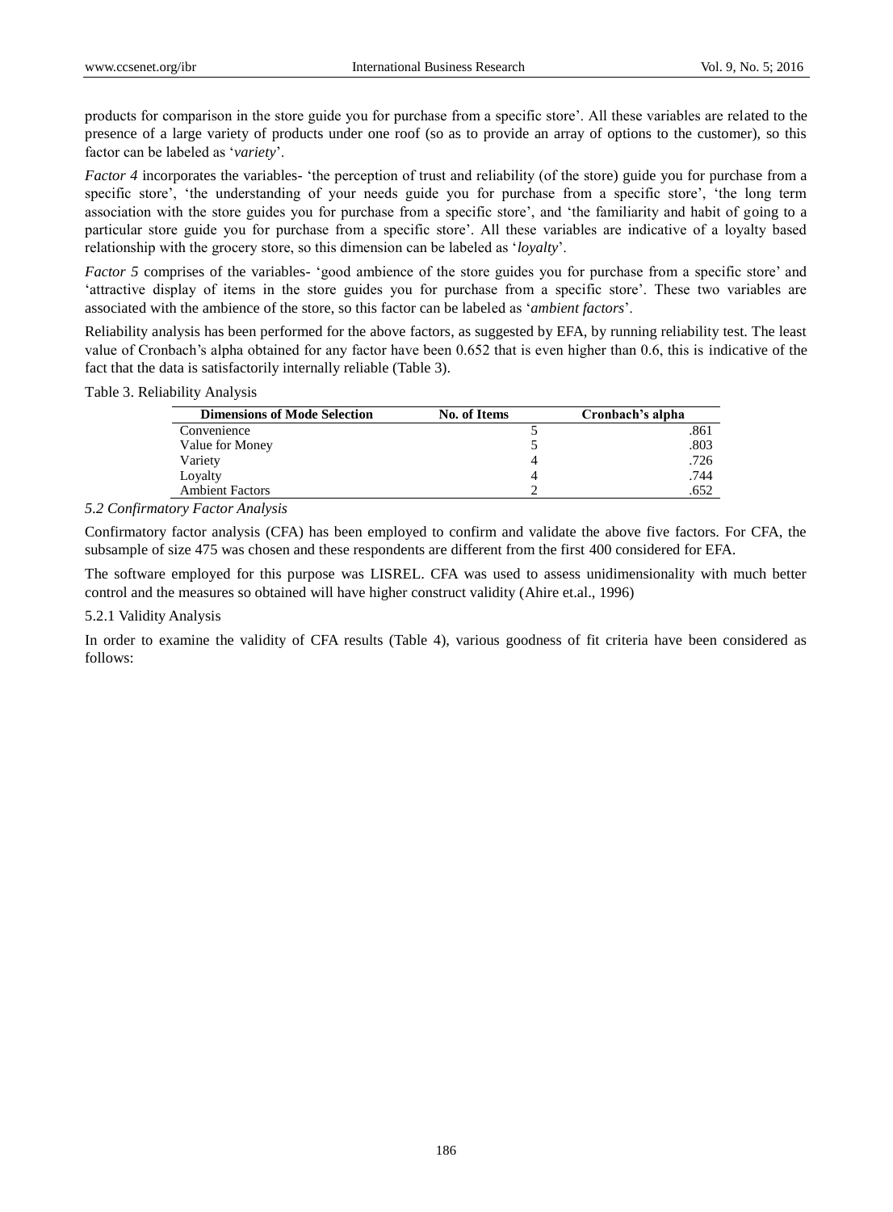products for comparison in the store guide you for purchase from a specific store'. All these variables are related to the presence of a large variety of products under one roof (so as to provide an array of options to the customer), so this factor can be labeled as '*variety*'.

*Factor 4* incorporates the variables- 'the perception of trust and reliability (of the store) guide you for purchase from a specific store', 'the understanding of your needs guide you for purchase from a specific store', 'the long term association with the store guides you for purchase from a specific store', and 'the familiarity and habit of going to a particular store guide you for purchase from a specific store'. All these variables are indicative of a loyalty based relationship with the grocery store, so this dimension can be labeled as '*loyalty*'.

*Factor 5* comprises of the variables- 'good ambience of the store guides you for purchase from a specific store' and 'attractive display of items in the store guides you for purchase from a specific store'. These two variables are associated with the ambience of the store, so this factor can be labeled as '*ambient factors*'.

Reliability analysis has been performed for the above factors, as suggested by EFA, by running reliability test. The least value of Cronbach's alpha obtained for any factor have been 0.652 that is even higher than 0.6, this is indicative of the fact that the data is satisfactorily internally reliable (Table 3).

Table 3. Reliability Analysis

| Dimensions of Mode Selection | No. of Items | Cronbach's alpha |
|---|---|---|
| Convenience | 5 | .861 |
| Value for Money | 5 | .803 |
| Variety | 4 | .726 |
| Loyalty | 4 | .744 |
| Ambient Factors | 2 | .652 |

### *5.2 Confirmatory Factor Analysis*

Confirmatory factor analysis (CFA) has been employed to confirm and validate the above five factors. For CFA, the subsample of size 475 was chosen and these respondents are different from the first 400 considered for EFA.

The software employed for this purpose was LISREL. CFA was used to assess unidimensionality with much better control and the measures so obtained will have higher construct validity (Ahire et.al., 1996)

#### 5.2.1 Validity Analysis

In order to examine the validity of CFA results (Table 4), various goodness of fit criteria have been considered as follows: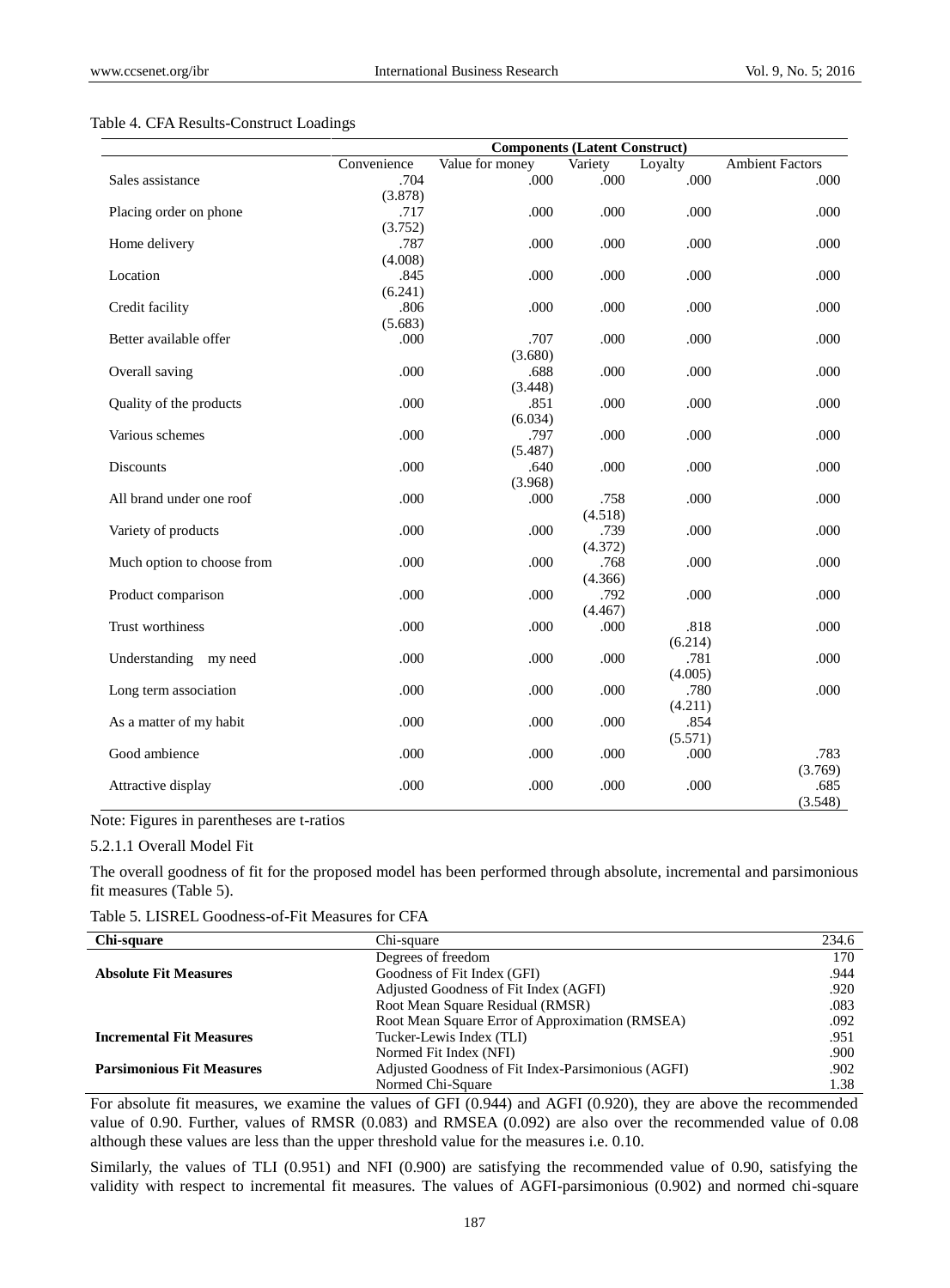Table 4. CFA Results-Construct Loadings

| | Components (Latent Construct) | | | | |
|---|---|---|---|---|---|
| | Convenience | Value for money | Variety | Loyalty | Ambient Factors |
| Sales assistance | .704 (3.878) | .000 | .000 | .000 | .000 |
| Placing order on phone | .717 (3.752) | .000 | .000 | .000 | .000 |
| Home delivery | .787 (4.008) | .000 | .000 | .000 | .000 |
| Location | .845 (6.241) | .000 | .000 | .000 | .000 |
| Credit facility | .806 (5.683) | .000 | .000 | .000 | .000 |
| Better available offer | .000 | .707 (3.680) | .000 | .000 | .000 |
| Overall saving | .000 | .688 (3.448) | .000 | .000 | .000 |
| Quality of the products | .000 | .851 (6.034) | .000 | .000 | .000 |
| Various schemes | .000 | .797 (5.487) | .000 | .000 | .000 |
| Discounts | .000 | .640 (3.968) | .000 | .000 | .000 |
| All brand under one roof | .000 | .000 | .758 (4.518) | .000 | .000 |
| Variety of products | .000 | .000 | .739 (4.372) | .000 | .000 |
| Much option to choose from | .000 | .000 | .768 (4.366) | .000 | .000 |
| Product comparison | .000 | .000 | .792 (4.467) | .000 | .000 |
| Trust worthiness | .000 | .000 | .000 | .818 (6.214) | .000 |
| Understanding my need | .000 | .000 | .000 | .781 (4.005) | .000 |
| Long term association | .000 | .000 | .000 | .780 (4.211) | .000 |
| As a matter of my habit | .000 | .000 | .000 | .854 (5.571) | |
| Good ambience | .000 | .000 | .000 | .000 | .783 (3.769) |
| Attractive display | .000 | .000 | .000 | .000 | .685 (3.548) |

Note: Figures in parentheses are t-ratios

5.2.1.1 Overall Model Fit

The overall goodness of fit for the proposed model has been performed through absolute, incremental and parsimonious fit measures (Table 5).

Table 5. LISREL Goodness-of-Fit Measures for CFA

| **Chi-square** | Chi-square | 234.6 |
|---|---|---|
| | Degrees of freedom | 170 |
| **Absolute Fit Measures** | Goodness of Fit Index (GFI) | .944 |
| | Adjusted Goodness of Fit Index (AGFI) | .920 |
| | Root Mean Square Residual (RMSR) | .083 |
| | Root Mean Square Error of Approximation (RMSEA) | .092 |
| **Incremental Fit Measures** | Tucker-Lewis Index (TLI) | .951 |
| | Normed Fit Index (NFI) | .900 |
| **Parsimonious Fit Measures** | Adjusted Goodness of Fit Index-Parsimonious (AGFI) | .902 |
| | Normed Chi-Square | 1.38 |

For absolute fit measures, we examine the values of GFI (0.944) and AGFI (0.920), they are above the recommended value of 0.90. Further, values of RMSR (0.083) and RMSEA (0.092) are also over the recommended value of 0.08 although these values are less than the upper threshold value for the measures i.e. 0.10.

Similarly, the values of TLI (0.951) and NFI (0.900) are satisfying the recommended value of 0.90, satisfying the validity with respect to incremental fit measures. The values of AGFI-parsimonious (0.902) and normed chi-square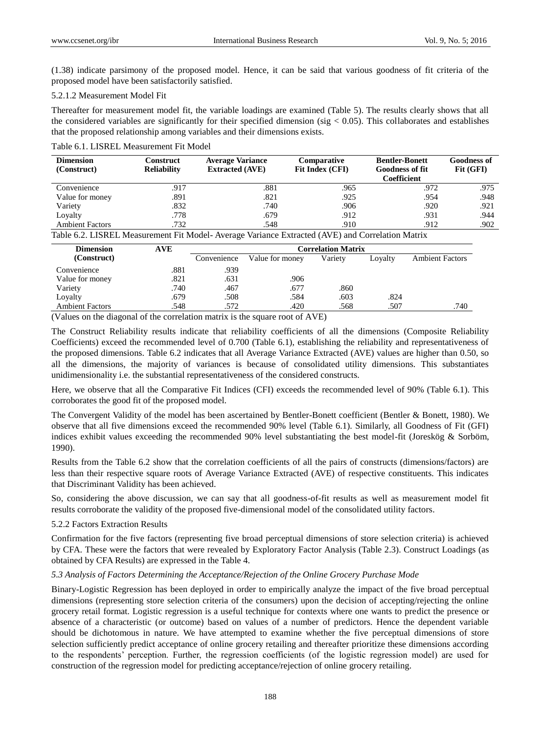(1.38) indicate parsimony of the proposed model. Hence, it can be said that various goodness of fit criteria of the proposed model have been satisfactorily satisfied.

5.2.1.2 Measurement Model Fit

Thereafter for measurement model fit, the variable loadings are examined (Table 5). The results clearly shows that all the considered variables are significantly for their specified dimension (sig < 0.05). This collaborates and establishes that the proposed relationship among variables and their dimensions exists.

Table 6.1. LISREL Measurement Fit Model

| Dimension (Construct) | Construct Reliability | Average Variance Extracted (AVE) | Comparative Fit Index (CFI) | Bentler-Bonett Goodness of fit Coefficient | Goodness of Fit (GFI) |
|---|---|---|---|---|---|
| Convenience | .917 | .881 | .965 | .972 | .975 |
| Value for money | .891 | .821 | .925 | .954 | .948 |
| Variety | .832 | .740 | .906 | .920 | .921 |
| Loyalty | .778 | .679 | .912 | .931 | .944 |
| Ambient Factors | .732 | .548 | .910 | .912 | .902 |

Table 6.2. LISREL Measurement Fit Model- Average Variance Extracted (AVE) and Correlation Matrix

| Dimension (Construct) | AVE | Correlation Matrix | | | | |
|---|---|---|---|---|---|---|
| | | Convenience | Value for money | Variety | Loyalty | Ambient Factors |
| Convenience | .881 | .939 | | | | |
| Value for money | .821 | .631 | .906 | | | |
| Variety | .740 | .467 | .677 | .860 | | |
| Loyalty | .679 | .508 | .584 | .603 | .824 | |
| Ambient Factors | .548 | .572 | .420 | .568 | .507 | .740 |

(Values on the diagonal of the correlation matrix is the square root of AVE)

The Construct Reliability results indicate that reliability coefficients of all the dimensions (Composite Reliability Coefficients) exceed the recommended level of 0.700 (Table 6.1), establishing the reliability and representativeness of the proposed dimensions. Table 6.2 indicates that all Average Variance Extracted (AVE) values are higher than 0.50, so all the dimensions, the majority of variances is because of consolidated utility dimensions. This substantiates unidimensionality i.e. the substantial representativeness of the considered constructs.

Here, we observe that all the Comparative Fit Indices (CFI) exceeds the recommended level of 90% (Table 6.1). This corroborates the good fit of the proposed model.

The Convergent Validity of the model has been ascertained by Bentler-Bonett coefficient (Bentler & Bonett, 1980). We observe that all five dimensions exceed the recommended 90% level (Table 6.1). Similarly, all Goodness of Fit (GFI) indices exhibit values exceeding the recommended 90% level substantiating the best model-fit (Joreskög & Sorböm, 1990).

Results from the Table 6.2 show that the correlation coefficients of all the pairs of constructs (dimensions/factors) are less than their respective square roots of Average Variance Extracted (AVE) of respective constituents. This indicates that Discriminant Validity has been achieved.

So, considering the above discussion, we can say that all goodness-of-fit results as well as measurement model fit results corroborate the validity of the proposed five-dimensional model of the consolidated utility factors.

5.2.2 Factors Extraction Results

Confirmation for the five factors (representing five broad perceptual dimensions of store selection criteria) is achieved by CFA. These were the factors that were revealed by Exploratory Factor Analysis (Table 2.3). Construct Loadings (as obtained by CFA Results) are expressed in the Table 4.

*5.3 Analysis of Factors Determining the Acceptance/Rejection of the Online Grocery Purchase Mode*

Binary-Logistic Regression has been deployed in order to empirically analyze the impact of the five broad perceptual dimensions (representing store selection criteria of the consumers) upon the decision of accepting/rejecting the online grocery retail format. Logistic regression is a useful technique for contexts where one wants to predict the presence or absence of a characteristic (or outcome) based on values of a number of predictors. Hence the dependent variable should be dichotomous in nature. We have attempted to examine whether the five perceptual dimensions of store selection sufficiently predict acceptance of online grocery retailing and thereafter prioritize these dimensions according to the respondents' perception. Further, the regression coefficients (of the logistic regression model) are used for construction of the regression model for predicting acceptance/rejection of online grocery retailing.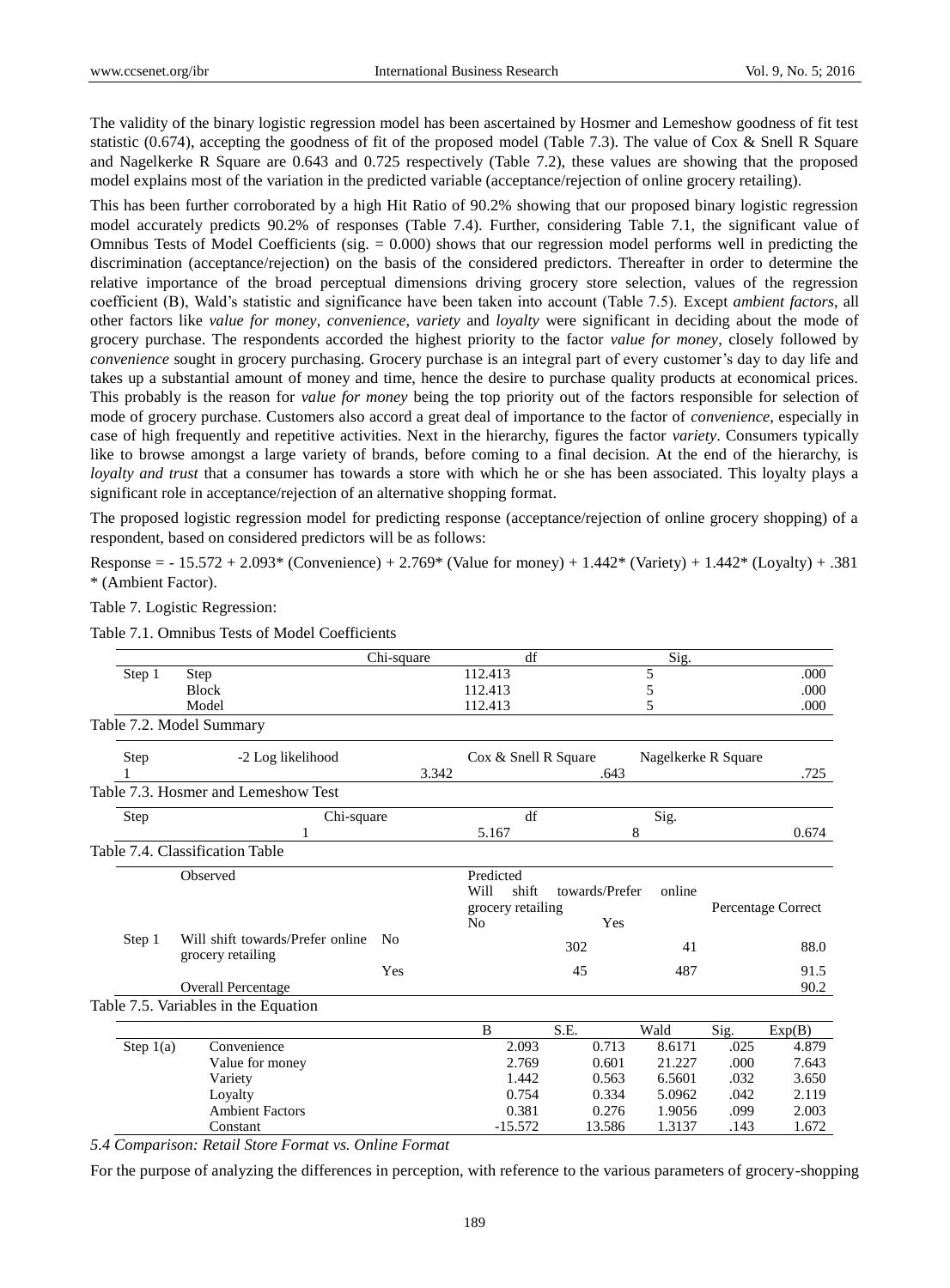The validity of the binary logistic regression model has been ascertained by Hosmer and Lemeshow goodness of fit test statistic (0.674), accepting the goodness of fit of the proposed model (Table 7.3). The value of Cox & Snell R Square and Nagelkerke R Square are 0.643 and 0.725 respectively (Table 7.2), these values are showing that the proposed model explains most of the variation in the predicted variable (acceptance/rejection of online grocery retailing).

This has been further corroborated by a high Hit Ratio of 90.2% showing that our proposed binary logistic regression model accurately predicts 90.2% of responses (Table 7.4). Further, considering Table 7.1, the significant value of Omnibus Tests of Model Coefficients (sig. = 0.000) shows that our regression model performs well in predicting the discrimination (acceptance/rejection) on the basis of the considered predictors. Thereafter in order to determine the relative importance of the broad perceptual dimensions driving grocery store selection, values of the regression coefficient (B), Wald's statistic and significance have been taken into account (Table 7.5). Except *ambient factors*, all other factors like *value for money*, *convenience*, *variety* and *loyalty* were significant in deciding about the mode of grocery purchase. The respondents accorded the highest priority to the factor *value for money*, closely followed by *convenience* sought in grocery purchasing. Grocery purchase is an integral part of every customer's day to day life and takes up a substantial amount of money and time, hence the desire to purchase quality products at economical prices. This probably is the reason for *value for money* being the top priority out of the factors responsible for selection of mode of grocery purchase. Customers also accord a great deal of importance to the factor of *convenience*, especially in case of high frequently and repetitive activities. Next in the hierarchy, figures the factor *variety*. Consumers typically like to browse amongst a large variety of brands, before coming to a final decision. At the end of the hierarchy, is *loyalty and trust* that a consumer has towards a store with which he or she has been associated. This loyalty plays a significant role in acceptance/rejection of an alternative shopping format.

The proposed logistic regression model for predicting response (acceptance/rejection of online grocery shopping) of a respondent, based on considered predictors will be as follows:

Response = - 15.572 + 2.093* (Convenience) + 2.769* (Value for money) + 1.442* (Variety) + 1.442* (Loyalty) + .381 * (Ambient Factor).

Table 7. Logistic Regression:

Table 7.1. Omnibus Tests of Model Coefficients

| | | Chi-square | df | Sig. |
|---|---|---|---|---|
| Step 1 | Step | 112.413 | 5 | .000 |
| | Block | 112.413 | 5 | .000 |
| | Model | 112.413 | 5 | .000 |

Table 7.2. Model Summary

| Step | -2 Log likelihood | Cox & Snell R Square | Nagelkerke R Square |
|---|---|---|---|
| 1 | 3.342 | .643 | .725 |

Table 7.3. Hosmer and Lemeshow Test

| Step | Chi-square | df | Sig. |
|---|---|---|---|
| 1 | 5.167 | 8 | 0.674 |

Table 7.4. Classification Table

| | Observed | | Predicted: Will shift towards/Prefer online grocery retailing | | Percentage Correct |
|---|---|---|---|---|---|
| | | | No | Yes | |
| Step 1 | Will shift towards/Prefer online grocery retailing | No | 302 | 41 | 88.0 |
| | | Yes | 45 | 487 | 91.5 |
| | Overall Percentage | | | | 90.2 |

Table 7.5. Variables in the Equation

| | | B | S.E. | Wald | Sig. | Exp(B) |
|---|---|---|---|---|---|---|
| Step 1(a) | Convenience | 2.093 | 0.713 | 8.6171 | .025 | 4.879 |
| | Value for money | 2.769 | 0.601 | 21.227 | .000 | 7.643 |
| | Variety | 1.442 | 0.563 | 6.5601 | .032 | 3.650 |
| | Loyalty | 0.754 | 0.334 | 5.0962 | .042 | 2.119 |
| | Ambient Factors | 0.381 | 0.276 | 1.9056 | .099 | 2.003 |
| | Constant | -15.572 | 13.586 | 1.3137 | .143 | 1.672 |

### *5.4 Comparison: Retail Store Format vs. Online Format*

For the purpose of analyzing the differences in perception, with reference to the various parameters of grocery-shopping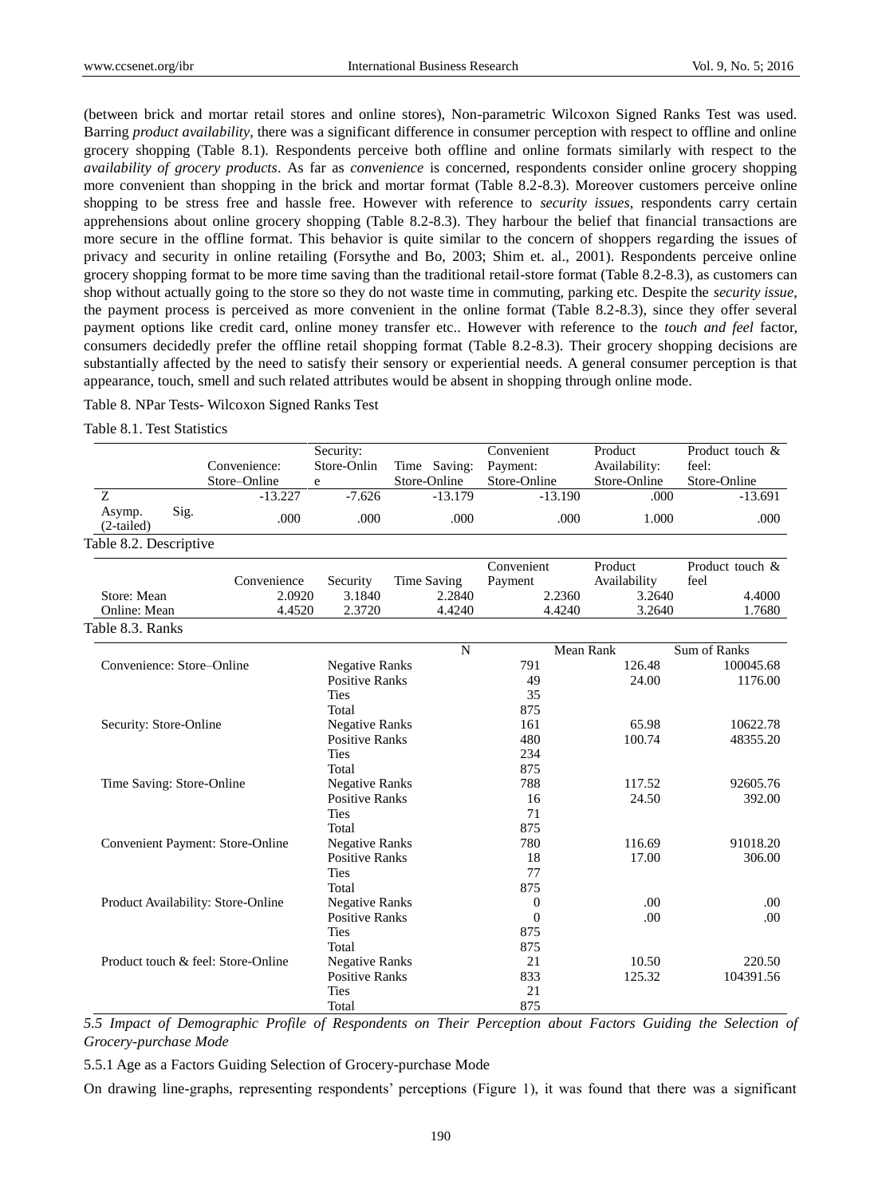(between brick and mortar retail stores and online stores), Non-parametric Wilcoxon Signed Ranks Test was used. Barring *product availability*, there was a significant difference in consumer perception with respect to offline and online grocery shopping (Table 8.1). Respondents perceive both offline and online formats similarly with respect to the *availability of grocery products*. As far as *convenience* is concerned, respondents consider online grocery shopping more convenient than shopping in the brick and mortar format (Table 8.2-8.3). Moreover customers perceive online shopping to be stress free and hassle free. However with reference to *security issues*, respondents carry certain apprehensions about online grocery shopping (Table 8.2-8.3). They harbour the belief that financial transactions are more secure in the offline format. This behavior is quite similar to the concern of shoppers regarding the issues of privacy and security in online retailing (Forsythe and Bo, 2003; Shim et. al., 2001). Respondents perceive online grocery shopping format to be more time saving than the traditional retail-store format (Table 8.2-8.3), as customers can shop without actually going to the store so they do not waste time in commuting, parking etc. Despite the *security issue*, the payment process is perceived as more convenient in the online format (Table 8.2-8.3), since they offer several payment options like credit card, online money transfer etc.. However with reference to the *touch and feel* factor, consumers decidedly prefer the offline retail shopping format (Table 8.2-8.3). Their grocery shopping decisions are substantially affected by the need to satisfy their sensory or experiential needs. A general consumer perception is that appearance, touch, smell and such related attributes would be absent in shopping through online mode.

Table 8. NPar Tests- Wilcoxon Signed Ranks Test

Table 8.1. Test Statistics

| | Convenience: Store–Online | Security: Store-Online | Time Saving: Store-Online | Convenient Payment: Store-Online | Product Availability: Store-Online | Product touch & feel: Store-Online |
|---|---|---|---|---|---|---|
| Z | -13.227 | -7.626 | -13.179 | -13.190 | .000 | -13.691 |
| Asymp. Sig. (2-tailed) | .000 | .000 | .000 | .000 | 1.000 | .000 |

Table 8.2. Descriptive

| | Convenience | Security | Time Saving | Convenient Payment | Product Availability | Product touch & feel |
|---|---|---|---|---|---|---|
| Store: Mean | 2.0920 | 3.1840 | 2.2840 | 2.2360 | 3.2640 | 4.4000 |
| Online: Mean | 4.4520 | 2.3720 | 4.4240 | 4.4240 | 3.2640 | 1.7680 |

Table 8.3. Ranks

| | | N | Mean Rank | Sum of Ranks |
|---|---|---|---|---|
| Convenience: Store–Online | Negative Ranks | 791 | 126.48 | 100045.68 |
| | Positive Ranks | 49 | 24.00 | 1176.00 |
| | Ties | 35 | | |
| | Total | 875 | | |
| Security: Store-Online | Negative Ranks | 161 | 65.98 | 10622.78 |
| | Positive Ranks | 480 | 100.74 | 48355.20 |
| | Ties | 234 | | |
| | Total | 875 | | |
| Time Saving: Store-Online | Negative Ranks | 788 | 117.52 | 92605.76 |
| | Positive Ranks | 16 | 24.50 | 392.00 |
| | Ties | 71 | | |
| | Total | 875 | | |
| Convenient Payment: Store-Online | Negative Ranks | 780 | 116.69 | 91018.20 |
| | Positive Ranks | 18 | 17.00 | 306.00 |
| | Ties | 77 | | |
| | Total | 875 | | |
| Product Availability: Store-Online | Negative Ranks | 0 | .00 | .00 |
| | Positive Ranks | 0 | .00 | .00 |
| | Ties | 875 | | |
| | Total | 875 | | |
| Product touch & feel: Store-Online | Negative Ranks | 21 | 10.50 | 220.50 |
| | Positive Ranks | 833 | 125.32 | 104391.56 |
| | Ties | 21 | | |
| | Total | 875 | | |

### *5.5 Impact of Demographic Profile of Respondents on Their Perception about Factors Guiding the Selection of Grocery-purchase Mode*

#### 5.5.1 Age as a Factors Guiding Selection of Grocery-purchase Mode

On drawing line-graphs, representing respondents' perceptions (Figure 1), it was found that there was a significant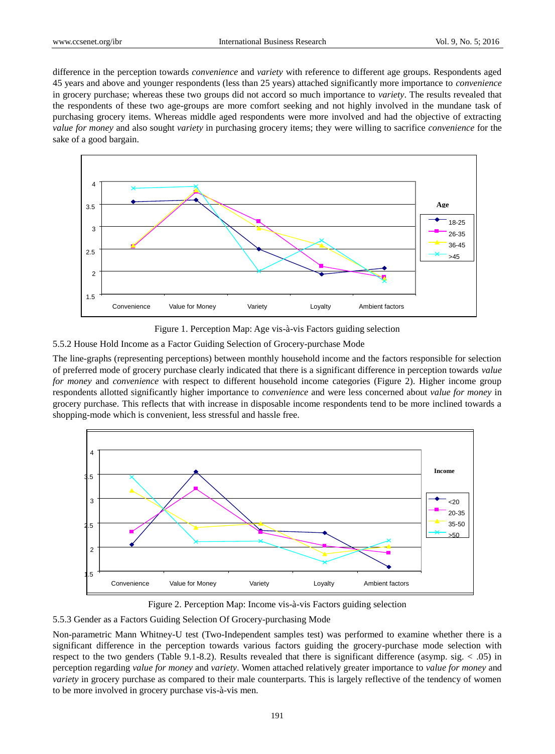difference in the perception towards *convenience* and *variety* with reference to different age groups. Respondents aged 45 years and above and younger respondents (less than 25 years) attached significantly more importance to *convenience* in grocery purchase; whereas these two groups did not accord so much importance to *variety*. The results revealed that the respondents of these two age-groups are more comfort seeking and not highly involved in the mundane task of purchasing grocery items. Whereas middle aged respondents were more involved and had the objective of extracting *value for money* and also sought *variety* in purchasing grocery items; they were willing to sacrifice *convenience* for the sake of a good bargain.

Figure 1. Perception Map: Age vis-à-vis Factors guiding selection

5.5.2 House Hold Income as a Factor Guiding Selection of Grocery-purchase Mode

The line-graphs (representing perceptions) between monthly household income and the factors responsible for selection of preferred mode of grocery purchase clearly indicated that there is a significant difference in perception towards *value for money* and *convenience* with respect to different household income categories (Figure 2). Higher income group respondents allotted significantly higher importance to *convenience* and were less concerned about *value for money* in grocery purchase. This reflects that with increase in disposable income respondents tend to be more inclined towards a shopping-mode which is convenient, less stressful and hassle free.

Figure 2. Perception Map: Income vis-à-vis Factors guiding selection

5.5.3 Gender as a Factors Guiding Selection Of Grocery-purchasing Mode

Non-parametric Mann Whitney-U test (Two-Independent samples test) was performed to examine whether there is a significant difference in the perception towards various factors guiding the grocery-purchase mode selection with respect to the two genders (Table 9.1-8.2). Results revealed that there is significant difference (asymp. sig. $< .05$) in perception regarding *value for money* and *variety*. Women attached relatively greater importance to *value for money* and *variety* in grocery purchase as compared to their male counterparts. This is largely reflective of the tendency of women to be more involved in grocery purchase vis-à-vis men.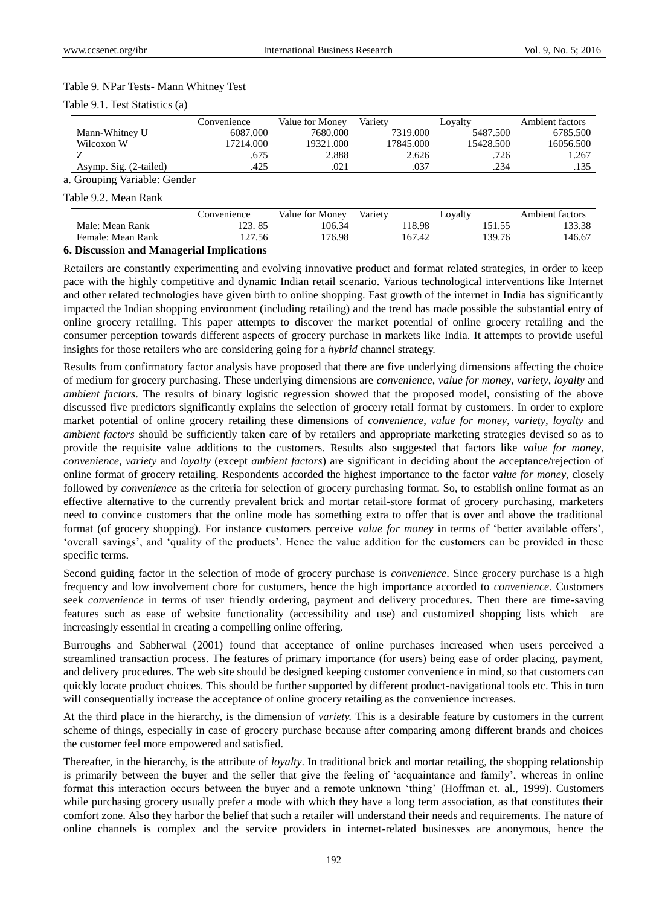Table 9. NPar Tests- Mann Whitney Test

Table 9.1. Test Statistics (a)

| | Convenience | Value for Money | Variety | Loyalty | Ambient factors |
|---|---|---|---|---|---|
| Mann-Whitney U | 6087.000 | 7680.000 | 7319.000 | 5487.500 | 6785.500 |
| Wilcoxon W | 17214.000 | 19321.000 | 17845.000 | 15428.500 | 16056.500 |
| Z | .675 | 2.888 | 2.626 | .726 | 1.267 |
| Asymp. Sig. (2-tailed) | .425 | .021 | .037 | .234 | .135 |

a. Grouping Variable: Gender

Table 9.2. Mean Rank

| | Convenience | Value for Money | Variety | Loyalty | Ambient factors |
|---|---|---|---|---|---|
| Male: Mean Rank | 123. 85 | 106.34 | 118.98 | 151.55 | 133.38 |
| Female: Mean Rank | 127.56 | 176.98 | 167.42 | 139.76 | 146.67 |

## 6. Discussion and Managerial Implications

Retailers are constantly experimenting and evolving innovative product and format related strategies, in order to keep pace with the highly competitive and dynamic Indian retail scenario. Various technological interventions like Internet and other related technologies have given birth to online shopping. Fast growth of the internet in India has significantly impacted the Indian shopping environment (including retailing) and the trend has made possible the substantial entry of online grocery retailing. This paper attempts to discover the market potential of online grocery retailing and the consumer perception towards different aspects of grocery purchase in markets like India. It attempts to provide useful insights for those retailers who are considering going for a *hybrid* channel strategy.

Results from confirmatory factor analysis have proposed that there are five underlying dimensions affecting the choice of medium for grocery purchasing. These underlying dimensions are *convenience*, *value for money*, *variety*, *loyalty* and *ambient factors*. The results of binary logistic regression showed that the proposed model, consisting of the above discussed five predictors significantly explains the selection of grocery retail format by customers. In order to explore market potential of online grocery retailing these dimensions of *convenience*, *value for money*, *variety*, *loyalty* and *ambient factors* should be sufficiently taken care of by retailers and appropriate marketing strategies devised so as to provide the requisite value additions to the customers. Results also suggested that factors like *value for money*, *convenience*, *variety* and *loyalty* (except *ambient factors*) are significant in deciding about the acceptance/rejection of online format of grocery retailing. Respondents accorded the highest importance to the factor *value for money*, closely followed by *convenience* as the criteria for selection of grocery purchasing format. So, to establish online format as an effective alternative to the currently prevalent brick and mortar retail-store format of grocery purchasing, marketers need to convince customers that the online mode has something extra to offer that is over and above the traditional format (of grocery shopping). For instance customers perceive *value for money* in terms of 'better available offers', 'overall savings', and 'quality of the products'. Hence the value addition for the customers can be provided in these specific terms.

Second guiding factor in the selection of mode of grocery purchase is *convenience*. Since grocery purchase is a high frequency and low involvement chore for customers, hence the high importance accorded to *convenience*. Customers seek *convenience* in terms of user friendly ordering, payment and delivery procedures. Then there are time-saving features such as ease of website functionality (accessibility and use) and customized shopping lists which are increasingly essential in creating a compelling online offering.

Burroughs and Sabherwal (2001) found that acceptance of online purchases increased when users perceived a streamlined transaction process. The features of primary importance (for users) being ease of order placing, payment, and delivery procedures. The web site should be designed keeping customer convenience in mind, so that customers can quickly locate product choices. This should be further supported by different product-navigational tools etc. This in turn will consequentially increase the acceptance of online grocery retailing as the convenience increases.

At the third place in the hierarchy, is the dimension of *variety.* This is a desirable feature by customers in the current scheme of things, especially in case of grocery purchase because after comparing among different brands and choices the customer feel more empowered and satisfied.

Thereafter, in the hierarchy, is the attribute of *loyalty*. In traditional brick and mortar retailing, the shopping relationship is primarily between the buyer and the seller that give the feeling of 'acquaintance and family', whereas in online format this interaction occurs between the buyer and a remote unknown 'thing' (Hoffman et. al., 1999). Customers while purchasing grocery usually prefer a mode with which they have a long term association, as that constitutes their comfort zone. Also they harbor the belief that such a retailer will understand their needs and requirements. The nature of online channels is complex and the service providers in internet-related businesses are anonymous, hence the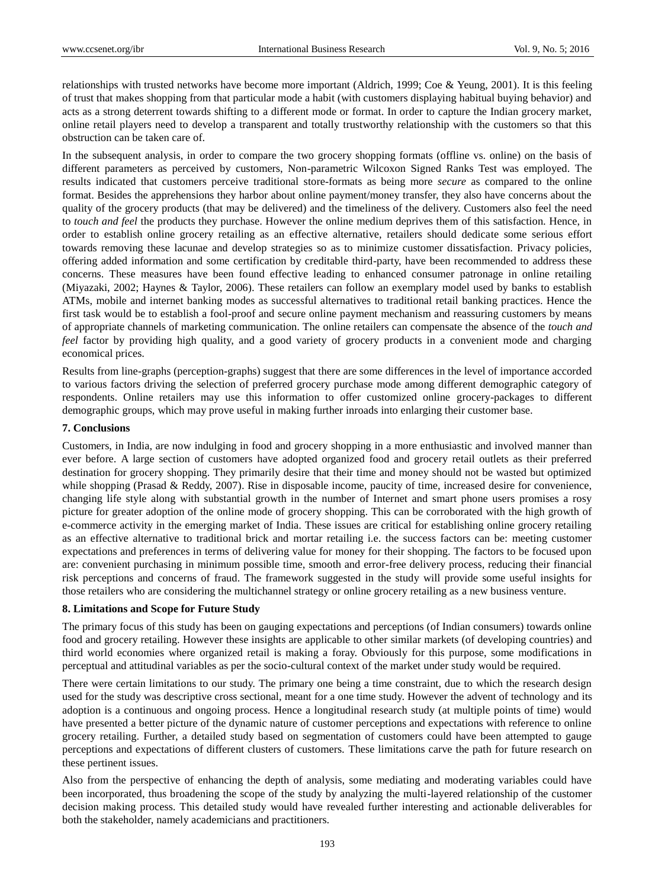relationships with trusted networks have become more important (Aldrich, 1999; Coe & Yeung, 2001). It is this feeling of trust that makes shopping from that particular mode a habit (with customers displaying habitual buying behavior) and acts as a strong deterrent towards shifting to a different mode or format. In order to capture the Indian grocery market, online retail players need to develop a transparent and totally trustworthy relationship with the customers so that this obstruction can be taken care of.

In the subsequent analysis, in order to compare the two grocery shopping formats (offline vs. online) on the basis of different parameters as perceived by customers, Non-parametric Wilcoxon Signed Ranks Test was employed. The results indicated that customers perceive traditional store-formats as being more *secure* as compared to the online format. Besides the apprehensions they harbor about online payment/money transfer, they also have concerns about the quality of the grocery products (that may be delivered) and the timeliness of the delivery. Customers also feel the need to *touch and feel* the products they purchase. However the online medium deprives them of this satisfaction. Hence, in order to establish online grocery retailing as an effective alternative, retailers should dedicate some serious effort towards removing these lacunae and develop strategies so as to minimize customer dissatisfaction. Privacy policies, offering added information and some certification by creditable third-party, have been recommended to address these concerns. These measures have been found effective leading to enhanced consumer patronage in online retailing (Miyazaki, 2002; Haynes & Taylor, 2006). These retailers can follow an exemplary model used by banks to establish ATMs, mobile and internet banking modes as successful alternatives to traditional retail banking practices. Hence the first task would be to establish a fool-proof and secure online payment mechanism and reassuring customers by means of appropriate channels of marketing communication. The online retailers can compensate the absence of the *touch and feel* factor by providing high quality, and a good variety of grocery products in a convenient mode and charging economical prices.

Results from line-graphs (perception-graphs) suggest that there are some differences in the level of importance accorded to various factors driving the selection of preferred grocery purchase mode among different demographic category of respondents. Online retailers may use this information to offer customized online grocery-packages to different demographic groups, which may prove useful in making further inroads into enlarging their customer base.

## 7. Conclusions

Customers, in India, are now indulging in food and grocery shopping in a more enthusiastic and involved manner than ever before. A large section of customers have adopted organized food and grocery retail outlets as their preferred destination for grocery shopping. They primarily desire that their time and money should not be wasted but optimized while shopping (Prasad & Reddy, 2007). Rise in disposable income, paucity of time, increased desire for convenience, changing life style along with substantial growth in the number of Internet and smart phone users promises a rosy picture for greater adoption of the online mode of grocery shopping. This can be corroborated with the high growth of e-commerce activity in the emerging market of India. These issues are critical for establishing online grocery retailing as an effective alternative to traditional brick and mortar retailing i.e. the success factors can be: meeting customer expectations and preferences in terms of delivering value for money for their shopping. The factors to be focused upon are: convenient purchasing in minimum possible time, smooth and error-free delivery process, reducing their financial risk perceptions and concerns of fraud. The framework suggested in the study will provide some useful insights for those retailers who are considering the multichannel strategy or online grocery retailing as a new business venture.

## 8. Limitations and Scope for Future Study

The primary focus of this study has been on gauging expectations and perceptions (of Indian consumers) towards online food and grocery retailing. However these insights are applicable to other similar markets (of developing countries) and third world economies where organized retail is making a foray. Obviously for this purpose, some modifications in perceptual and attitudinal variables as per the socio-cultural context of the market under study would be required.

There were certain limitations to our study. The primary one being a time constraint, due to which the research design used for the study was descriptive cross sectional, meant for a one time study. However the advent of technology and its adoption is a continuous and ongoing process. Hence a longitudinal research study (at multiple points of time) would have presented a better picture of the dynamic nature of customer perceptions and expectations with reference to online grocery retailing. Further, a detailed study based on segmentation of customers could have been attempted to gauge perceptions and expectations of different clusters of customers. These limitations carve the path for future research on these pertinent issues.

Also from the perspective of enhancing the depth of analysis, some mediating and moderating variables could have been incorporated, thus broadening the scope of the study by analyzing the multi-layered relationship of the customer decision making process. This detailed study would have revealed further interesting and actionable deliverables for both the stakeholder, namely academicians and practitioners.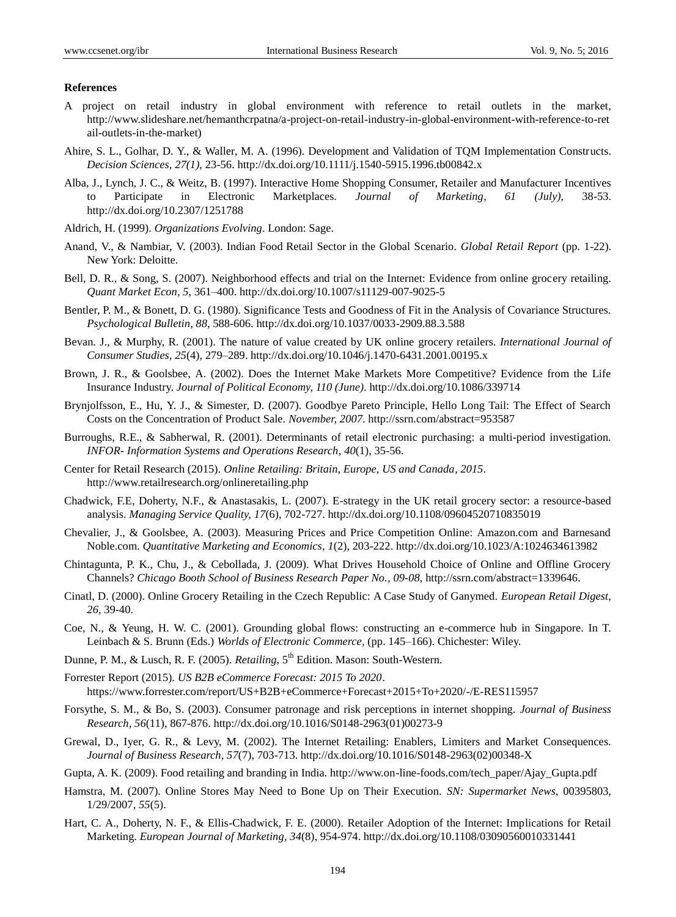**References**

A project on retail industry in global environment with reference to retail outlets in the market, http://www.slideshare.net/hemanthcrpatna/a-project-on-retail-industry-in-global-environment-with-reference-to-retail-outlets-in-the-market)

Ahire, S. L., Golhar, D. Y., & Waller, M. A. (1996). Development and Validation of TQM Implementation Constructs. *Decision Sciences*, *27(1)*, 23-56. http://dx.doi.org/10.1111/j.1540-5915.1996.tb00842.x

Alba, J., Lynch, J. C., & Weitz, B. (1997). Interactive Home Shopping Consumer, Retailer and Manufacturer Incentives to Participate in Electronic Marketplaces. *Journal of Marketing, 61 (July),* 38-53. http://dx.doi.org/10.2307/1251788

Aldrich, H. (1999). *Organizations Evolving*. London: Sage.

Anand, V., & Nambiar, V. (2003). Indian Food Retail Sector in the Global Scenario. *Global Retail Report* (pp. 1-22). New York: Deloitte.

Bell, D. R., & Song, S. (2007). Neighborhood effects and trial on the Internet: Evidence from online grocery retailing. *Quant Market Econ, 5*, 361–400. http://dx.doi.org/10.1007/s11129-007-9025-5

Bentler, P. M., & Bonett, D. G. (1980). Significance Tests and Goodness of Fit in the Analysis of Covariance Structures. *Psychological Bulletin*, *88*, 588-606. http://dx.doi.org/10.1037/0033-2909.88.3.588

Bevan. J., & Murphy, R. (2001). The nature of value created by UK online grocery retailers. *International Journal of Consumer Studies*, *25*(4), 279–289. http://dx.doi.org/10.1046/j.1470-6431.2001.00195.x

Brown, J. R., & Goolsbee, A. (2002). Does the Internet Make Markets More Competitive? Evidence from the Life Insurance Industry. *Journal of Political Economy, 110 (June).* http://dx.doi.org/10.1086/339714

Brynjolfsson, E., Hu, Y. J., & Simester, D. (2007). Goodbye Pareto Principle, Hello Long Tail: The Effect of Search Costs on the Concentration of Product Sale. *November, 2007*. http://ssrn.com/abstract=953587

Burroughs, R.E., & Sabherwal, R. (2001). Determinants of retail electronic purchasing: a multi-period investigation. *INFOR- Information Systems and Operations Research, 40*(1), 35-56.

Center for Retail Research (2015). *Online Retailing: Britain, Europe, US and Canada*, *2015*. http://www.retailresearch.org/onlineretailing.php

Chadwick, F.E, Doherty, N.F., & Anastasakis, L. (2007). E-strategy in the UK retail grocery sector: a resource-based analysis. *Managing Service Quality, 17*(6), 702-727. http://dx.doi.org/10.1108/09604520710835019

Chevalier, J., & Goolsbee, A. (2003). Measuring Prices and Price Competition Online: Amazon.com and Barnesand Noble.com. *Quantitative Marketing and Economics*, *1*(2), 203-222. http://dx.doi.org/10.1023/A:1024634613982

Chintagunta, P. K., Chu, J., & Cebollada, J. (2009). What Drives Household Choice of Online and Offline Grocery Channels? *Chicago Booth School of Business Research Paper No., 09-08*, http://ssrn.com/abstract=1339646.

Cinatl, D. (2000). Online Grocery Retailing in the Czech Republic: A Case Study of Ganymed. *European Retail Digest, 26*, 39-40.

Coe, N., & Yeung, H. W. C. (2001). Grounding global flows: constructing an e-commerce hub in Singapore. In T. Leinbach & S. Brunn (Eds.) *Worlds of Electronic Commerce*, (pp. 145–166). Chichester: Wiley.

Dunne, P. M., & Lusch, R. F. (2005). *Retailing*, 5th Edition. Mason: South-Western.

Forrester Report (2015). *US B2B eCommerce Forecast: 2015 To 2020*. https://www.forrester.com/report/US+B2B+eCommerce+Forecast+2015+To+2020/-/E-RES115957

Forsythe, S. M., & Bo, S. (2003). Consumer patronage and risk perceptions in internet shopping. *Journal of Business Research, 56*(11), 867-876. http://dx.doi.org/10.1016/S0148-2963(01)00273-9

Grewal, D., Iyer, G. R., & Levy, M. (2002). The Internet Retailing: Enablers, Limiters and Market Consequences. *Journal of Business Research*, *57*(7), 703-713. http://dx.doi.org/10.1016/S0148-2963(02)00348-X

Gupta, A. K. (2009). Food retailing and branding in India. http://www.on-line-foods.com/tech_paper/Ajay_Gupta.pdf

Hamstra, M. (2007). Online Stores May Need to Bone Up on Their Execution. *SN: Supermarket News*, 00395803, 1/29/2007, *55*(5).

Hart, C. A., Doherty, N. F., & Ellis-Chadwick, F. E. (2000). Retailer Adoption of the Internet: Implications for Retail Marketing. *European Journal of Marketing*, *34*(8), 954-974. http://dx.doi.org/10.1108/03090560010331441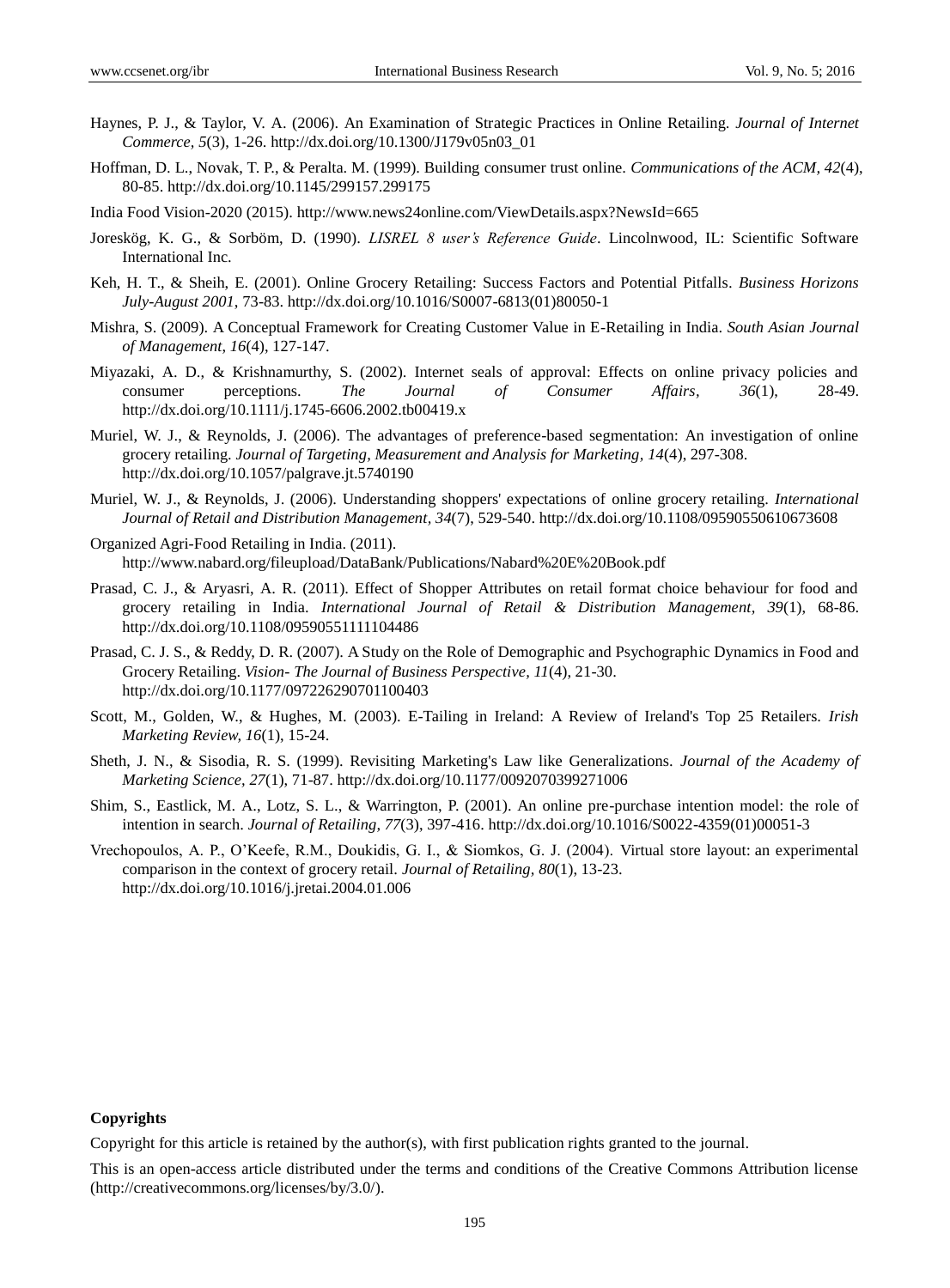Haynes, P. J., & Taylor, V. A. (2006). An Examination of Strategic Practices in Online Retailing. *Journal of Internet Commerce, 5*(3), 1-26. http://dx.doi.org/10.1300/J179v05n03_01

Hoffman, D. L., Novak, T. P., & Peralta. M. (1999). Building consumer trust online. *Communications of the ACM, 42*(4), 80-85. http://dx.doi.org/10.1145/299157.299175

India Food Vision-2020 (2015). http://www.news24online.com/ViewDetails.aspx?NewsId=665

Joreskög, K. G., & Sorböm, D. (1990). *LISREL 8 user's Reference Guide*. Lincolnwood, IL: Scientific Software International Inc.

Keh, H. T., & Sheih, E. (2001). Online Grocery Retailing: Success Factors and Potential Pitfalls. *Business Horizons July-August 2001*, 73-83. http://dx.doi.org/10.1016/S0007-6813(01)80050-1

Mishra, S. (2009). A Conceptual Framework for Creating Customer Value in E-Retailing in India. *South Asian Journal of Management*, *16*(4), 127-147.

Miyazaki, A. D., & Krishnamurthy, S. (2002). Internet seals of approval: Effects on online privacy policies and consumer perceptions. *The Journal of Consumer Affairs, 36*(1), 28-49. http://dx.doi.org/10.1111/j.1745-6606.2002.tb00419.x

Muriel, W. J., & Reynolds, J. (2006). The advantages of preference-based segmentation: An investigation of online grocery retailing. *Journal of Targeting, Measurement and Analysis for Marketing, 14*(4), 297-308. http://dx.doi.org/10.1057/palgrave.jt.5740190

Muriel, W. J., & Reynolds, J. (2006). Understanding shoppers' expectations of online grocery retailing. *International Journal of Retail and Distribution Management, 34*(7), 529-540. http://dx.doi.org/10.1108/09590550610673608

Organized Agri-Food Retailing in India. (2011). http://www.nabard.org/fileupload/DataBank/Publications/Nabard%20E%20Book.pdf

Prasad, C. J., & Aryasri, A. R. (2011). Effect of Shopper Attributes on retail format choice behaviour for food and grocery retailing in India. *International Journal of Retail & Distribution Management, 39*(1), 68-86. http://dx.doi.org/10.1108/09590551111104486

Prasad, C. J. S., & Reddy, D. R. (2007). A Study on the Role of Demographic and Psychographic Dynamics in Food and Grocery Retailing. *Vision- The Journal of Business Perspective, 11*(4), 21-30. http://dx.doi.org/10.1177/097226290701100403

Scott, M., Golden, W., & Hughes, M. (2003). E-Tailing in Ireland: A Review of Ireland's Top 25 Retailers. *Irish Marketing Review, 16*(1), 15-24.

Sheth, J. N., & Sisodia, R. S. (1999). Revisiting Marketing's Law like Generalizations. *Journal of the Academy of Marketing Science, 27*(1), 71-87. http://dx.doi.org/10.1177/0092070399271006

Shim, S., Eastlick, M. A., Lotz, S. L., & Warrington, P. (2001). An online pre-purchase intention model: the role of intention in search. *Journal of Retailing, 77*(3), 397-416. http://dx.doi.org/10.1016/S0022-4359(01)00051-3

Vrechopoulos, A. P., O'Keefe, R.M., Doukidis, G. I., & Siomkos, G. J. (2004). Virtual store layout: an experimental comparison in the context of grocery retail. *Journal of Retailing, 80*(1), 13-23. http://dx.doi.org/10.1016/j.jretai.2004.01.006

**Copyrights**

Copyright for this article is retained by the author(s), with first publication rights granted to the journal.

This is an open-access article distributed under the terms and conditions of the Creative Commons Attribution license (http://creativecommons.org/licenses/by/3.0/).